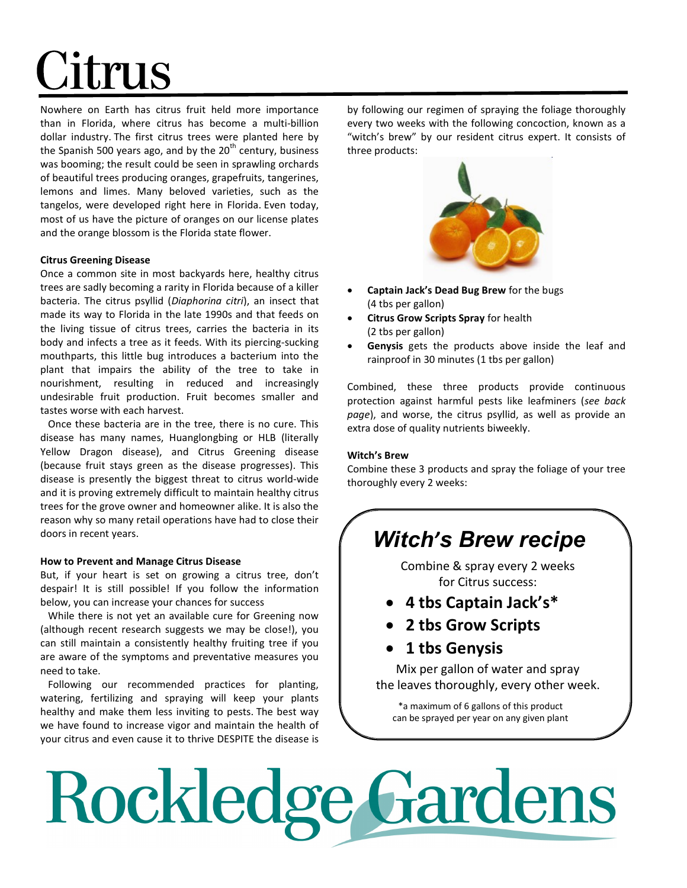# Citrus

Nowhere on Earth has citrus fruit held more importance than in Florida, where citrus has become a multi-billion dollar industry. The first citrus trees were planted here by the Spanish 500 years ago, and by the 20th century, business was booming; the result could be seen in sprawling orchards of beautiful trees producing oranges, grapefruits, tangerines, lemons and limes. Many beloved varieties, such as the tangelos, were developed right here in Florida. Even today, most of us have the picture of oranges on our license plates and the orange blossom is the Florida state flower.

### Citrus Greening Disease

Once a common site in most backyards here, healthy citrus trees are sadly becoming a rarity in Florida because of a killer bacteria. The citrus psyllid (*Diaphorina citri*), an insect that made its way to Florida in the late 1990s and that feeds on the living tissue of citrus trees, carries the bacteria in its body and infects a tree as it feeds. With its piercing-sucking mouthparts, this little bug introduces a bacterium into the plant that impairs the ability of the tree to take in nourishment, resulting in reduced and increasingly undesirable fruit production. Fruit becomes smaller and tastes worse with each harvest.

Once these bacteria are in the tree, there is no cure. This disease has many names, Huanglongbing or HLB (literally Yellow Dragon disease), and Citrus Greening disease (because fruit stays green as the disease progresses). This disease is presently the biggest threat to citrus world-wide and it is proving extremely difficult to maintain healthy citrus trees for the grove owner and homeowner alike. It is also the reason why so many retail operations have had to close their doors in recent years.

### How to Prevent and Manage Citrus Disease

But, if your heart is set on growing a citrus tree, don't despair! It is still possible! If you follow the information below, you can increase your chances for success

While there is not yet an available cure for Greening now (although recent research suggests we may be close!), you can still maintain a consistently healthy fruiting tree if you are aware of the symptoms and preventative measures you need to take.

Following our recommended practices for planting, watering, fertilizing and spraying will keep your plants healthy and make them less inviting to pests. The best way we have found to increase vigor and maintain the health of your citrus and even cause it to thrive DESPITE the disease is by following our regimen of spraying the foliage thoroughly every two weeks with the following concoction, known as a "witch's brew" by our resident citrus expert. It consists of three products:

- **Captain Jack's Dead Bug Brew** for the bugs (4 tbs per gallon)
- **Citrus Grow Scripts Spray** for health (2 tbs per gallon)
- **Genysis** gets the products above inside the leaf and rainproof in 30 minutes (1 tbs per gallon)

Combined, these three products provide continuous protection against harmful pests like leafminers (*see back page*), and worse, the citrus psyllid, as well as provide an extra dose of quality nutrients biweekly.

### Witch's Brew

Combine these 3 products and spray the foliage of your tree thoroughly every 2 weeks:

## *Witch's Brew recipe*

Combine & spray every 2 weeks for Citrus success:

- **4 tbs Captain Jack's***
- **2 tbs Grow Scripts**
- **1 tbs Genysis**

Mix per gallon of water and spray the leaves thoroughly, every other week.

*a maximum of 6 gallons of this product can be sprayed per year on any given plant

Rockledge Gardens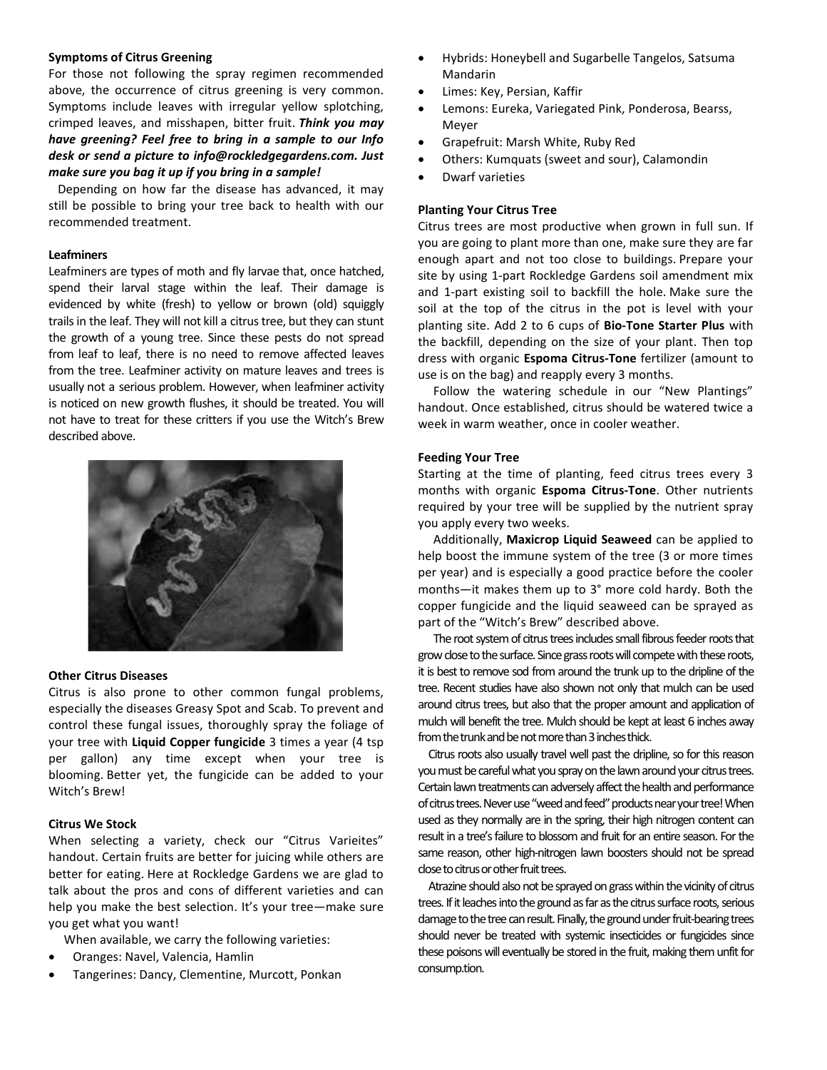**Symptoms of Citrus Greening**

For those not following the spray regimen recommended above, the occurrence of citrus greening is very common. Symptoms include leaves with irregular yellow splotching, crimped leaves, and misshapen, bitter fruit. ***Think you may have greening? Feel free to bring in a sample to our Info desk or send a picture to info@rockledgegardens.com. Just make sure you bag it up if you bring in a sample!***

Depending on how far the disease has advanced, it may still be possible to bring your tree back to health with our recommended treatment.

**Leafminers**

Leafminers are types of moth and fly larvae that, once hatched, spend their larval stage within the leaf. Their damage is evidenced by white (fresh) to yellow or brown (old) squiggly trails in the leaf. They will not kill a citrus tree, but they can stunt the growth of a young tree. Since these pests do not spread from leaf to leaf, there is no need to remove affected leaves from the tree. Leafminer activity on mature leaves and trees is usually not a serious problem. However, when leafminer activity is noticed on new growth flushes, it should be treated. You will not have to treat for these critters if you use the Witch's Brew described above.

**Other Citrus Diseases**

Citrus is also prone to other common fungal problems, especially the diseases Greasy Spot and Scab. To prevent and control these fungal issues, thoroughly spray the foliage of your tree with **Liquid Copper fungicide** 3 times a year (4 tsp per gallon) any time except when your tree is blooming. Better yet, the fungicide can be added to your Witch's Brew!

**Citrus We Stock**

When selecting a variety, check our "Citrus Varieites" handout. Certain fruits are better for juicing while others are better for eating. Here at Rockledge Gardens we are glad to talk about the pros and cons of different varieties and can help you make the best selection. It's your tree—make sure you get what you want!

When available, we carry the following varieties:

- Oranges: Navel, Valencia, Hamlin
- Tangerines: Dancy, Clementine, Murcott, Ponkan
- Hybrids: Honeybell and Sugarbelle Tangelos, Satsuma Mandarin
- Limes: Key, Persian, Kaffir
- Lemons: Eureka, Variegated Pink, Ponderosa, Bearss, Meyer
- Grapefruit: Marsh White, Ruby Red
- Others: Kumquats (sweet and sour), Calamondin
- Dwarf varieties

**Planting Your Citrus Tree**

Citrus trees are most productive when grown in full sun. If you are going to plant more than one, make sure they are far enough apart and not too close to buildings. Prepare your site by using 1-part Rockledge Gardens soil amendment mix and 1-part existing soil to backfill the hole. Make sure the soil at the top of the citrus in the pot is level with your planting site. Add 2 to 6 cups of **Bio-Tone Starter Plus** with the backfill, depending on the size of your plant. Then top dress with organic **Espoma Citrus-Tone** fertilizer (amount to use is on the bag) and reapply every 3 months.

Follow the watering schedule in our "New Plantings" handout. Once established, citrus should be watered twice a week in warm weather, once in cooler weather.

**Feeding Your Tree**

Starting at the time of planting, feed citrus trees every 3 months with organic **Espoma Citrus-Tone**. Other nutrients required by your tree will be supplied by the nutrient spray you apply every two weeks.

Additionally, **Maxicrop Liquid Seaweed** can be applied to help boost the immune system of the tree (3 or more times per year) and is especially a good practice before the cooler months—it makes them up to 3° more cold hardy. Both the copper fungicide and the liquid seaweed can be sprayed as part of the "Witch's Brew" described above.

The root system of citrus trees includes small fibrous feeder roots that grow close to the surface. Since grass roots will compete with these roots, it is best to remove sod from around the trunk up to the dripline of the tree. Recent studies have also shown not only that mulch can be used around citrus trees, but also that the proper amount and application of mulch will benefit the tree. Mulch should be kept at least 6 inches away from the trunk and be not more than 3 inches thick.

Citrus roots also usually travel well past the dripline, so for this reason you must be careful what you spray on the lawn around your citrus trees. Certain lawn treatments can adversely affect the health and performance of citrus trees. Never use "weed and feed" products near your tree! When used as they normally are in the spring, their high nitrogen content can result in a tree's failure to blossom and fruit for an entire season. For the same reason, other high-nitrogen lawn boosters should not be spread close to citrus or other fruit trees.

Atrazine should also not be sprayed on grass within the vicinity of citrus trees. If it leaches into the ground as far as the citrus surface roots, serious damage to the tree can result. Finally, the ground under fruit-bearing trees should never be treated with systemic insecticides or fungicides since these poisons will eventually be stored in the fruit, making them unfit for consump.tion.